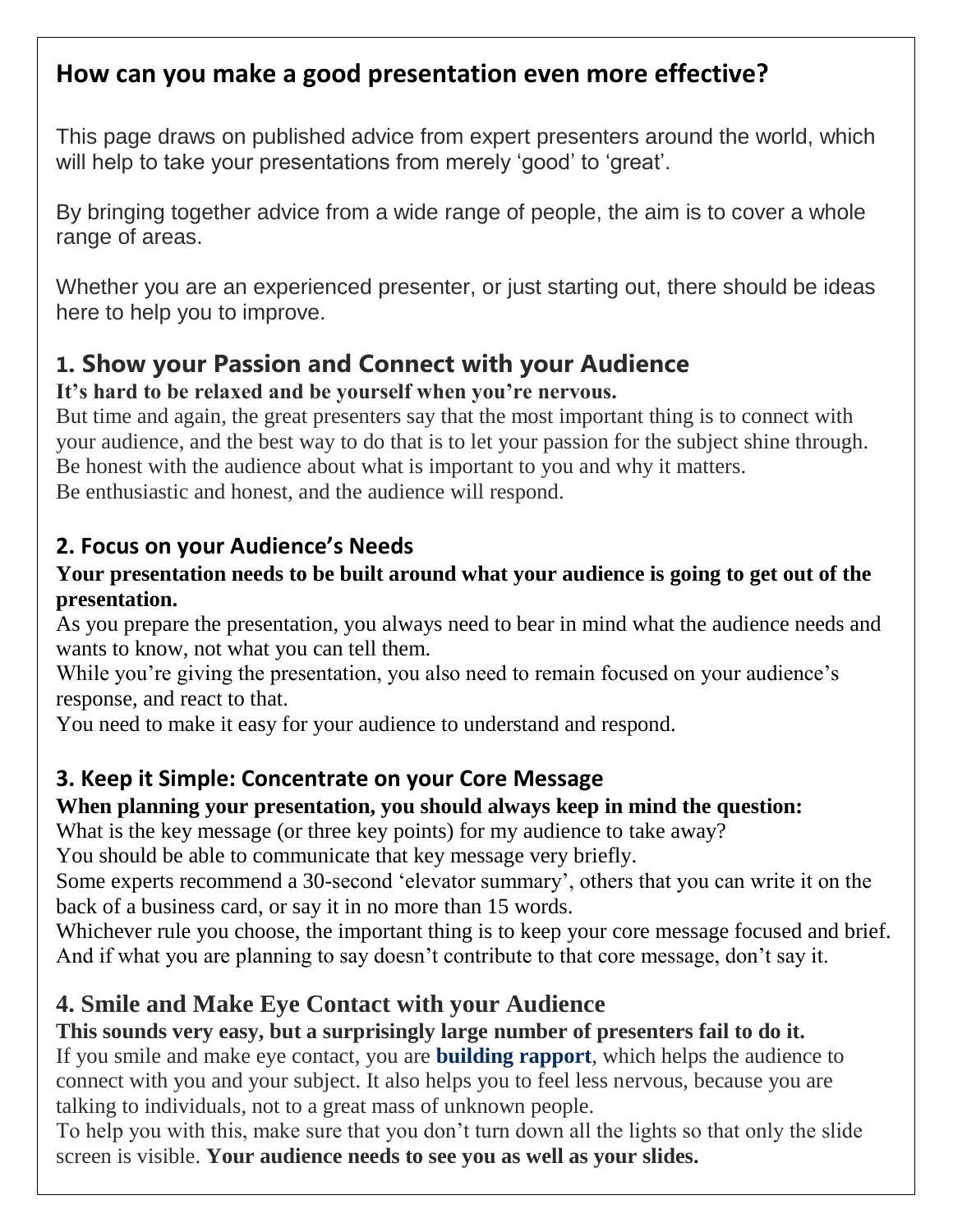## How can you make a good presentation even more effective?

This page draws on published advice from expert presenters around the world, which will help to take your presentations from merely 'good' to 'great'.

By bringing together advice from a wide range of people, the aim is to cover a whole range of areas.

Whether you are an experienced presenter, or just starting out, there should be ideas here to help you to improve.

### 1. Show your Passion and Connect with your Audience

**It's hard to be relaxed and be yourself when you're nervous.**

But time and again, the great presenters say that the most important thing is to connect with your audience, and the best way to do that is to let your passion for the subject shine through.
Be honest with the audience about what is important to you and why it matters.
Be enthusiastic and honest, and the audience will respond.

### 2. Focus on your Audience's Needs

**Your presentation needs to be built around what your audience is going to get out of the presentation.**

As you prepare the presentation, you always need to bear in mind what the audience needs and wants to know, not what you can tell them.
While you're giving the presentation, you also need to remain focused on your audience's response, and react to that.
You need to make it easy for your audience to understand and respond.

### 3. Keep it Simple: Concentrate on your Core Message

**When planning your presentation, you should always keep in mind the question:**

What is the key message (or three key points) for my audience to take away?
You should be able to communicate that key message very briefly.
Some experts recommend a 30-second 'elevator summary', others that you can write it on the back of a business card, or say it in no more than 15 words.
Whichever rule you choose, the important thing is to keep your core message focused and brief.
And if what you are planning to say doesn't contribute to that core message, don't say it.

### 4. Smile and Make Eye Contact with your Audience

**This sounds very easy, but a surprisingly large number of presenters fail to do it.**

If you smile and make eye contact, you are **building rapport**, which helps the audience to connect with you and your subject. It also helps you to feel less nervous, because you are talking to individuals, not to a great mass of unknown people.
To help you with this, make sure that you don't turn down all the lights so that only the slide screen is visible. **Your audience needs to see you as well as your slides.**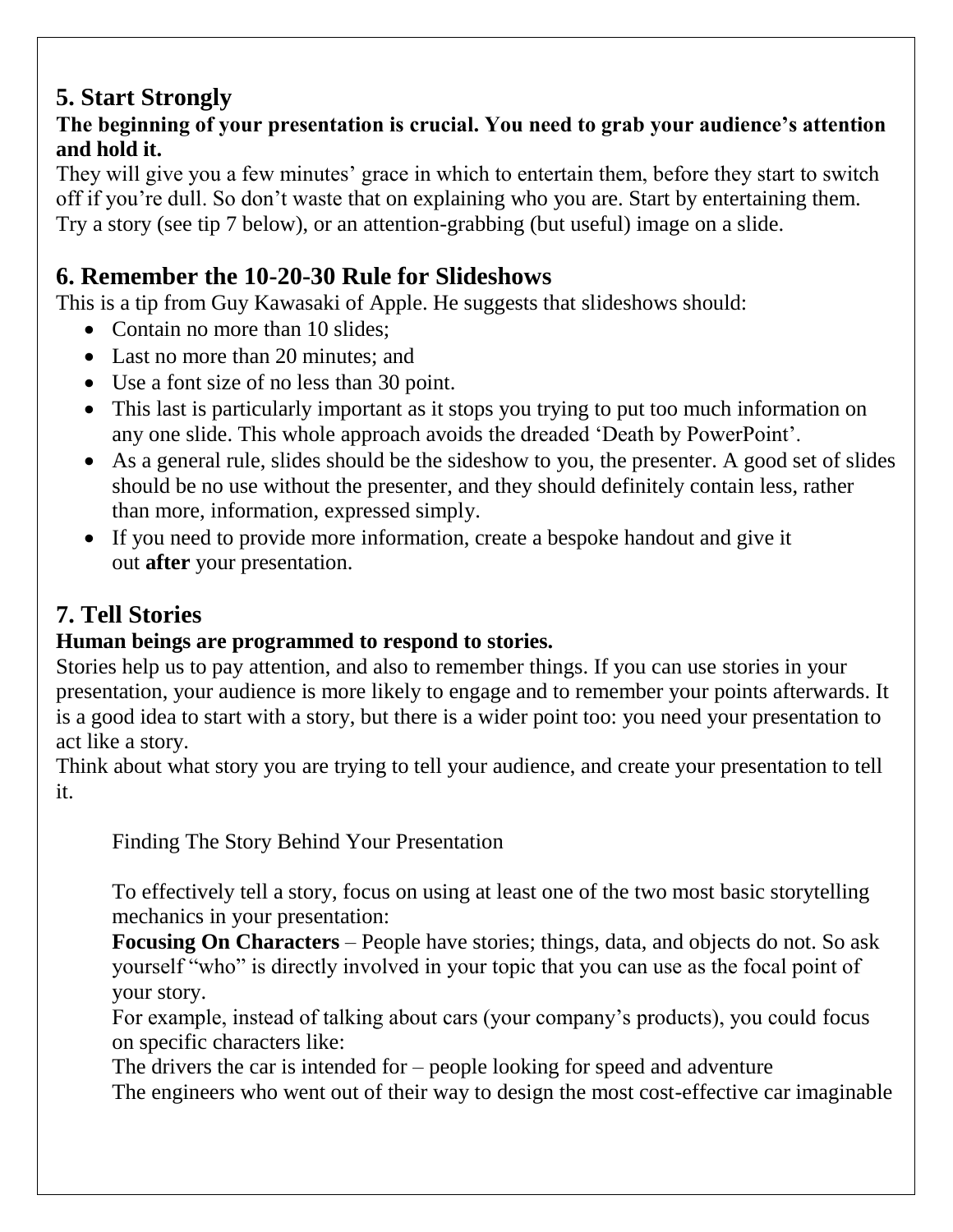## 5. Start Strongly

**The beginning of your presentation is crucial. You need to grab your audience's attention and hold it.**

They will give you a few minutes' grace in which to entertain them, before they start to switch off if you're dull. So don't waste that on explaining who you are. Start by entertaining them. Try a story (see tip 7 below), or an attention-grabbing (but useful) image on a slide.

## 6. Remember the 10-20-30 Rule for Slideshows

This is a tip from Guy Kawasaki of Apple. He suggests that slideshows should:

- Contain no more than 10 slides;
- Last no more than 20 minutes; and
- Use a font size of no less than 30 point.
- This last is particularly important as it stops you trying to put too much information on any one slide. This whole approach avoids the dreaded 'Death by PowerPoint'.
- As a general rule, slides should be the sideshow to you, the presenter. A good set of slides should be no use without the presenter, and they should definitely contain less, rather than more, information, expressed simply.
- If you need to provide more information, create a bespoke handout and give it out **after** your presentation.

## 7. Tell Stories

**Human beings are programmed to respond to stories.**

Stories help us to pay attention, and also to remember things. If you can use stories in your presentation, your audience is more likely to engage and to remember your points afterwards. It is a good idea to start with a story, but there is a wider point too: you need your presentation to act like a story.

Think about what story you are trying to tell your audience, and create your presentation to tell it.

Finding The Story Behind Your Presentation

To effectively tell a story, focus on using at least one of the two most basic storytelling mechanics in your presentation:

**Focusing On Characters** – People have stories; things, data, and objects do not. So ask yourself "who" is directly involved in your topic that you can use as the focal point of your story.

For example, instead of talking about cars (your company's products), you could focus on specific characters like:

The drivers the car is intended for – people looking for speed and adventure

The engineers who went out of their way to design the most cost-effective car imaginable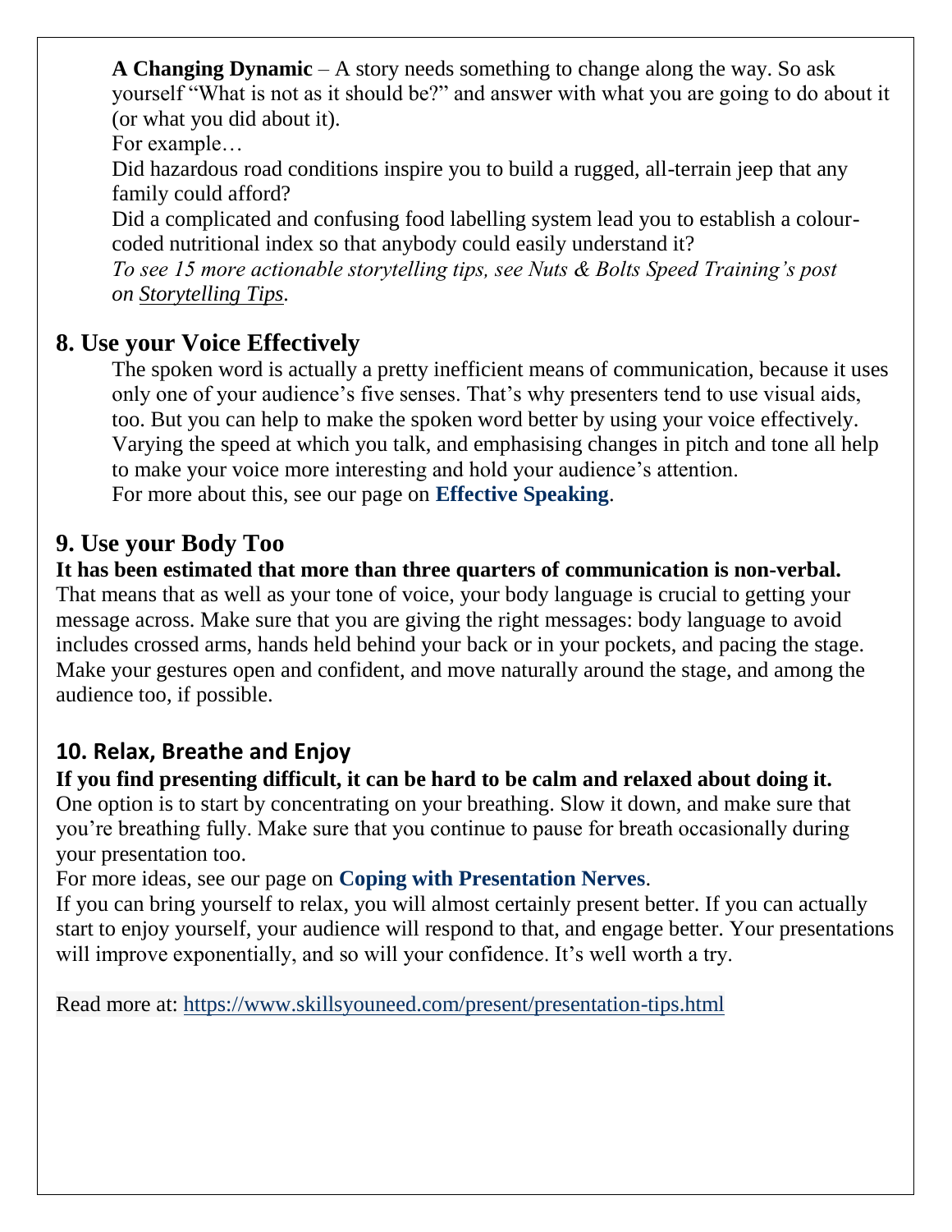**A Changing Dynamic** – A story needs something to change along the way. So ask yourself "What is not as it should be?" and answer with what you are going to do about it (or what you did about it).

For example…

Did hazardous road conditions inspire you to build a rugged, all-terrain jeep that any family could afford?

Did a complicated and confusing food labelling system lead you to establish a colour-coded nutritional index so that anybody could easily understand it?

*To see 15 more actionable storytelling tips, see Nuts & Bolts Speed Training's post on Storytelling Tips.*

## 8. Use your Voice Effectively

The spoken word is actually a pretty inefficient means of communication, because it uses only one of your audience's five senses. That's why presenters tend to use visual aids, too. But you can help to make the spoken word better by using your voice effectively. Varying the speed at which you talk, and emphasising changes in pitch and tone all help to make your voice more interesting and hold your audience's attention.

For more about this, see our page on **Effective Speaking**.

## 9. Use your Body Too

**It has been estimated that more than three quarters of communication is non-verbal.**

That means that as well as your tone of voice, your body language is crucial to getting your message across. Make sure that you are giving the right messages: body language to avoid includes crossed arms, hands held behind your back or in your pockets, and pacing the stage. Make your gestures open and confident, and move naturally around the stage, and among the audience too, if possible.

## 10. Relax, Breathe and Enjoy

**If you find presenting difficult, it can be hard to be calm and relaxed about doing it.**

One option is to start by concentrating on your breathing. Slow it down, and make sure that you're breathing fully. Make sure that you continue to pause for breath occasionally during your presentation too.

For more ideas, see our page on **Coping with Presentation Nerves**.

If you can bring yourself to relax, you will almost certainly present better. If you can actually start to enjoy yourself, your audience will respond to that, and engage better. Your presentations will improve exponentially, and so will your confidence. It's well worth a try.

Read more at: https://www.skillsyouneed.com/present/presentation-tips.html